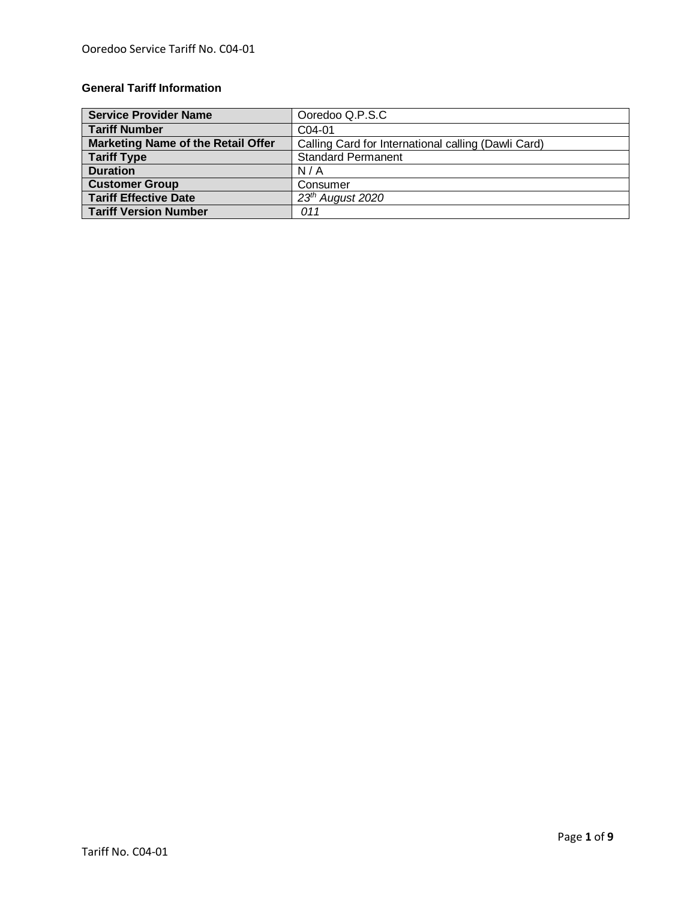**General Tariff Information**

| Service Provider Name | Ooredoo Q.P.S.C |
|---|---|
| Tariff Number | C04-01 |
| Marketing Name of the Retail Offer | Calling Card for International calling (Dawli Card) |
| Tariff Type | Standard Permanent |
| Duration | N / A |
| Customer Group | Consumer |
| Tariff Effective Date | *23th August 2020* |
| Tariff Version Number | *011* |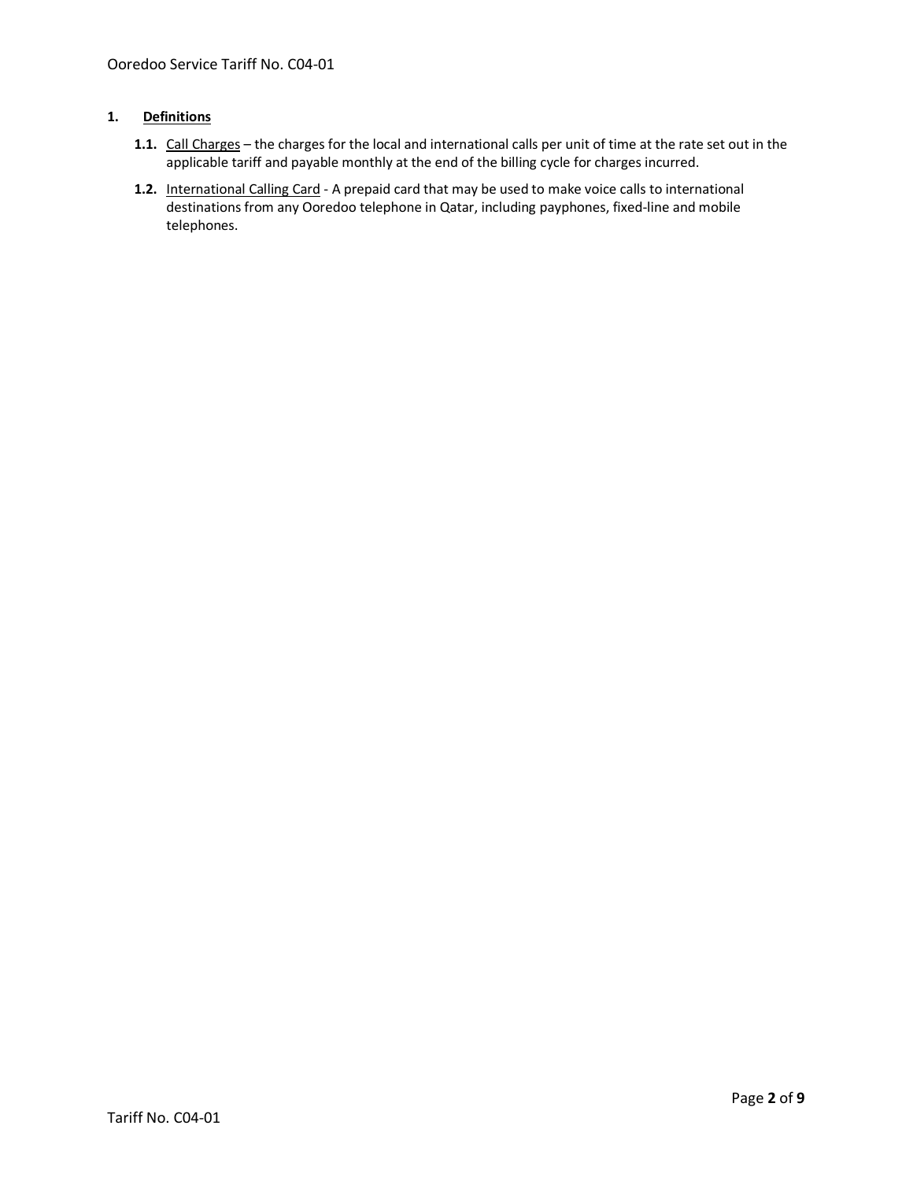## 1. Definitions

**1.1.** Call Charges – the charges for the local and international calls per unit of time at the rate set out in the applicable tariff and payable monthly at the end of the billing cycle for charges incurred.

**1.2.** International Calling Card - A prepaid card that may be used to make voice calls to international destinations from any Ooredoo telephone in Qatar, including payphones, fixed-line and mobile telephones.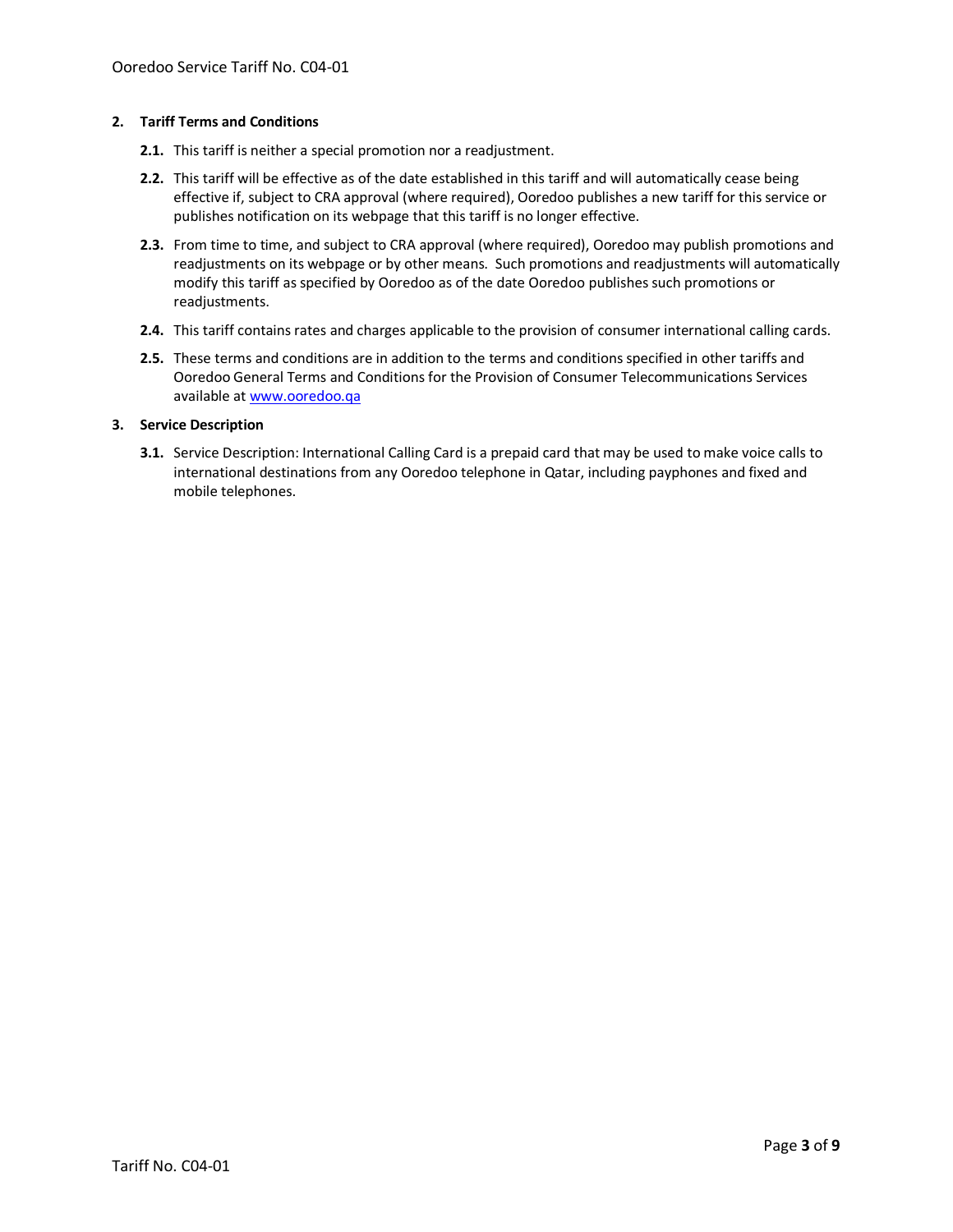## 2. Tariff Terms and Conditions

**2.1.** This tariff is neither a special promotion nor a readjustment.

**2.2.** This tariff will be effective as of the date established in this tariff and will automatically cease being effective if, subject to CRA approval (where required), Ooredoo publishes a new tariff for this service or publishes notification on its webpage that this tariff is no longer effective.

**2.3.** From time to time, and subject to CRA approval (where required), Ooredoo may publish promotions and readjustments on its webpage or by other means. Such promotions and readjustments will automatically modify this tariff as specified by Ooredoo as of the date Ooredoo publishes such promotions or readjustments.

**2.4.** This tariff contains rates and charges applicable to the provision of consumer international calling cards.

**2.5.** These terms and conditions are in addition to the terms and conditions specified in other tariffs and Ooredoo General Terms and Conditions for the Provision of Consumer Telecommunications Services available at www.ooredoo.qa

## 3. Service Description

**3.1.** Service Description: International Calling Card is a prepaid card that may be used to make voice calls to international destinations from any Ooredoo telephone in Qatar, including payphones and fixed and mobile telephones.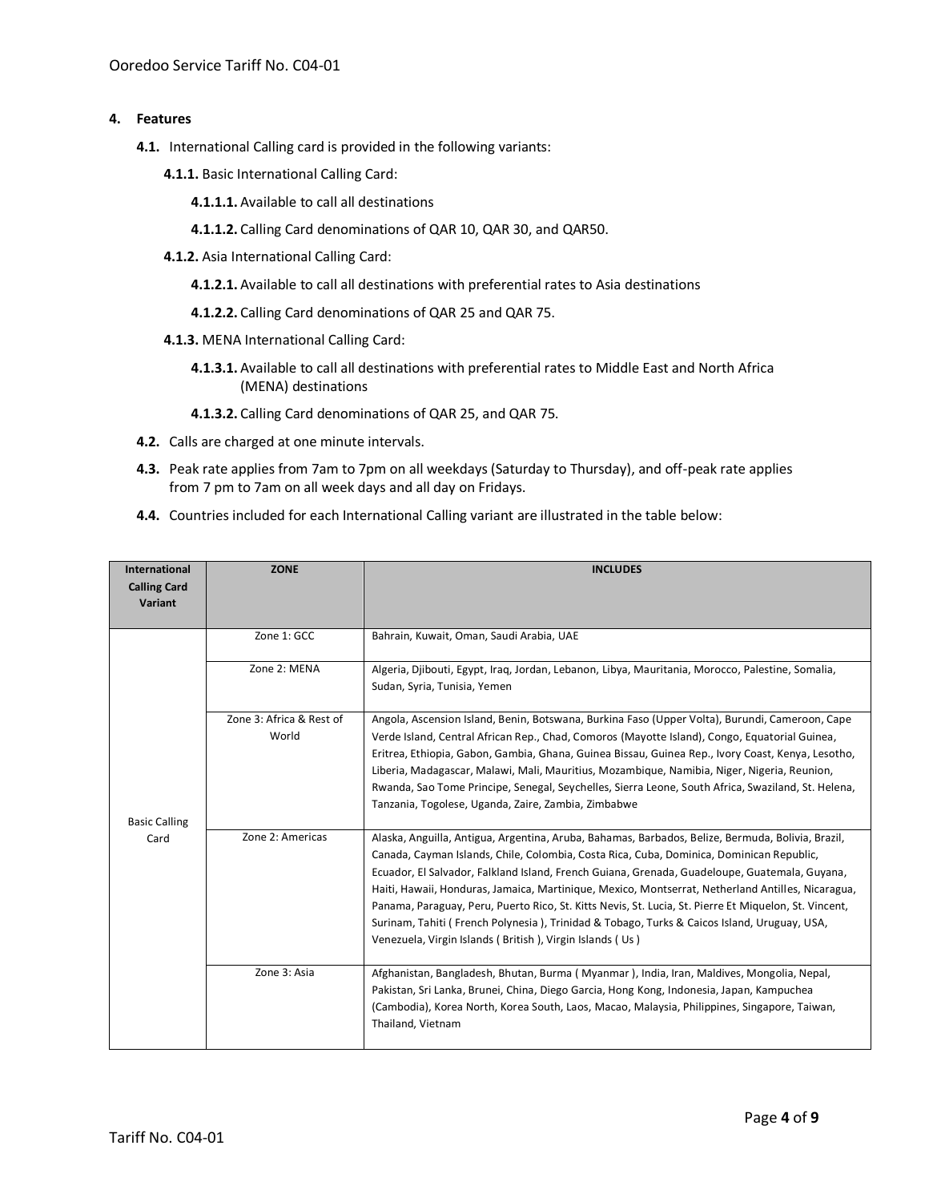## 4. Features

**4.1.** International Calling card is provided in the following variants:

**4.1.1.** Basic International Calling Card:

**4.1.1.1.** Available to call all destinations

**4.1.1.2.** Calling Card denominations of QAR 10, QAR 30, and QAR50.

**4.1.2.** Asia International Calling Card:

**4.1.2.1.** Available to call all destinations with preferential rates to Asia destinations

**4.1.2.2.** Calling Card denominations of QAR 25 and QAR 75.

**4.1.3.** MENA International Calling Card:

**4.1.3.1.** Available to call all destinations with preferential rates to Middle East and North Africa (MENA) destinations

**4.1.3.2.** Calling Card denominations of QAR 25, and QAR 75.

**4.2.** Calls are charged at one minute intervals.

**4.3.** Peak rate applies from 7am to 7pm on all weekdays (Saturday to Thursday), and off-peak rate applies from 7 pm to 7am on all week days and all day on Fridays.

**4.4.** Countries included for each International Calling variant are illustrated in the table below:

| International Calling Card Variant | ZONE | INCLUDES |
|---|---|---|
| Basic Calling Card | Zone 1: GCC | Bahrain, Kuwait, Oman, Saudi Arabia, UAE |
| | Zone 2: MENA | Algeria, Djibouti, Egypt, Iraq, Jordan, Lebanon, Libya, Mauritania, Morocco, Palestine, Somalia, Sudan, Syria, Tunisia, Yemen |
| | Zone 3: Africa & Rest of World | Angola, Ascension Island, Benin, Botswana, Burkina Faso (Upper Volta), Burundi, Cameroon, Cape Verde Island, Central African Rep., Chad, Comoros (Mayotte Island), Congo, Equatorial Guinea, Eritrea, Ethiopia, Gabon, Gambia, Ghana, Guinea Bissau, Guinea Rep., Ivory Coast, Kenya, Lesotho, Liberia, Madagascar, Malawi, Mali, Mauritius, Mozambique, Namibia, Niger, Nigeria, Reunion, Rwanda, Sao Tome Principe, Senegal, Seychelles, Sierra Leone, South Africa, Swaziland, St. Helena, Tanzania, Togolese, Uganda, Zaire, Zambia, Zimbabwe |
| | Zone 2: Americas | Alaska, Anguilla, Antigua, Argentina, Aruba, Bahamas, Barbados, Belize, Bermuda, Bolivia, Brazil, Canada, Cayman Islands, Chile, Colombia, Costa Rica, Cuba, Dominica, Dominican Republic, Ecuador, El Salvador, Falkland Island, French Guiana, Grenada, Guadeloupe, Guatemala, Guyana, Haiti, Hawaii, Honduras, Jamaica, Martinique, Mexico, Montserrat, Netherland Antilles, Nicaragua, Panama, Paraguay, Peru, Puerto Rico, St. Kitts Nevis, St. Lucia, St. Pierre Et Miquelon, St. Vincent, Surinam, Tahiti ( French Polynesia ), Trinidad & Tobago, Turks & Caicos Island, Uruguay, USA, Venezuela, Virgin Islands ( British ), Virgin Islands ( Us ) |
| | Zone 3: Asia | Afghanistan, Bangladesh, Bhutan, Burma ( Myanmar ), India, Iran, Maldives, Mongolia, Nepal, Pakistan, Sri Lanka, Brunei, China, Diego Garcia, Hong Kong, Indonesia, Japan, Kampuchea (Cambodia), Korea North, Korea South, Laos, Macao, Malaysia, Philippines, Singapore, Taiwan, Thailand, Vietnam |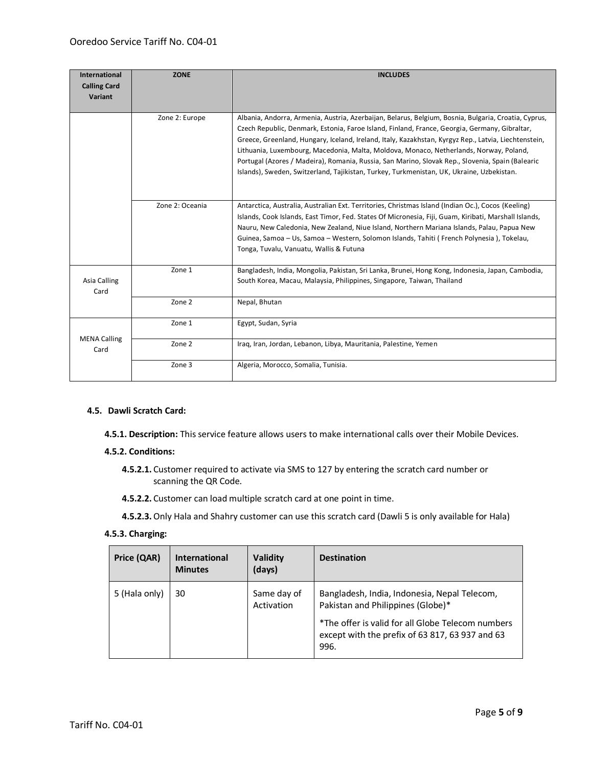| International Calling Card Variant | ZONE | INCLUDES |
|---|---|---|
| | Zone 2: Europe | Albania, Andorra, Armenia, Austria, Azerbaijan, Belarus, Belgium, Bosnia, Bulgaria, Croatia, Cyprus, Czech Republic, Denmark, Estonia, Faroe Island, Finland, France, Georgia, Germany, Gibraltar, Greece, Greenland, Hungary, Iceland, Ireland, Italy, Kazakhstan, Kyrgyz Rep., Latvia, Liechtenstein, Lithuania, Luxembourg, Macedonia, Malta, Moldova, Monaco, Netherlands, Norway, Poland, Portugal (Azores / Madeira), Romania, Russia, San Marino, Slovak Rep., Slovenia, Spain (Balearic Islands), Sweden, Switzerland, Tajikistan, Turkey, Turkmenistan, UK, Ukraine, Uzbekistan. |
| | Zone 2: Oceania | Antarctica, Australia, Australian Ext. Territories, Christmas Island (Indian Oc.), Cocos (Keeling) Islands, Cook Islands, East Timor, Fed. States Of Micronesia, Fiji, Guam, Kiribati, Marshall Islands, Nauru, New Caledonia, New Zealand, Niue Island, Northern Mariana Islands, Palau, Papua New Guinea, Samoa – Us, Samoa – Western, Solomon Islands, Tahiti ( French Polynesia ), Tokelau, Tonga, Tuvalu, Vanuatu, Wallis & Futuna |
| Asia Calling Card | Zone 1 | Bangladesh, India, Mongolia, Pakistan, Sri Lanka, Brunei, Hong Kong, Indonesia, Japan, Cambodia, South Korea, Macau, Malaysia, Philippines, Singapore, Taiwan, Thailand |
| | Zone 2 | Nepal, Bhutan |
| MENA Calling Card | Zone 1 | Egypt, Sudan, Syria |
| | Zone 2 | Iraq, Iran, Jordan, Lebanon, Libya, Mauritania, Palestine, Yemen |
| | Zone 3 | Algeria, Morocco, Somalia, Tunisia. |

### 4.5. Dawli Scratch Card:

**4.5.1. Description:** This service feature allows users to make international calls over their Mobile Devices.

**4.5.2. Conditions:**

**4.5.2.1.** Customer required to activate via SMS to 127 by entering the scratch card number or scanning the QR Code.

**4.5.2.2.** Customer can load multiple scratch card at one point in time.

**4.5.2.3.** Only Hala and Shahry customer can use this scratch card (Dawli 5 is only available for Hala)

**4.5.3. Charging:**

| Price (QAR) | International Minutes | Validity (days) | Destination |
|---|---|---|---|
| 5 (Hala only) | 30 | Same day of Activation | Bangladesh, India, Indonesia, Nepal Telecom, Pakistan and Philippines (Globe)* <br> *The offer is valid for all Globe Telecom numbers except with the prefix of 63 817, 63 937 and 63 996. |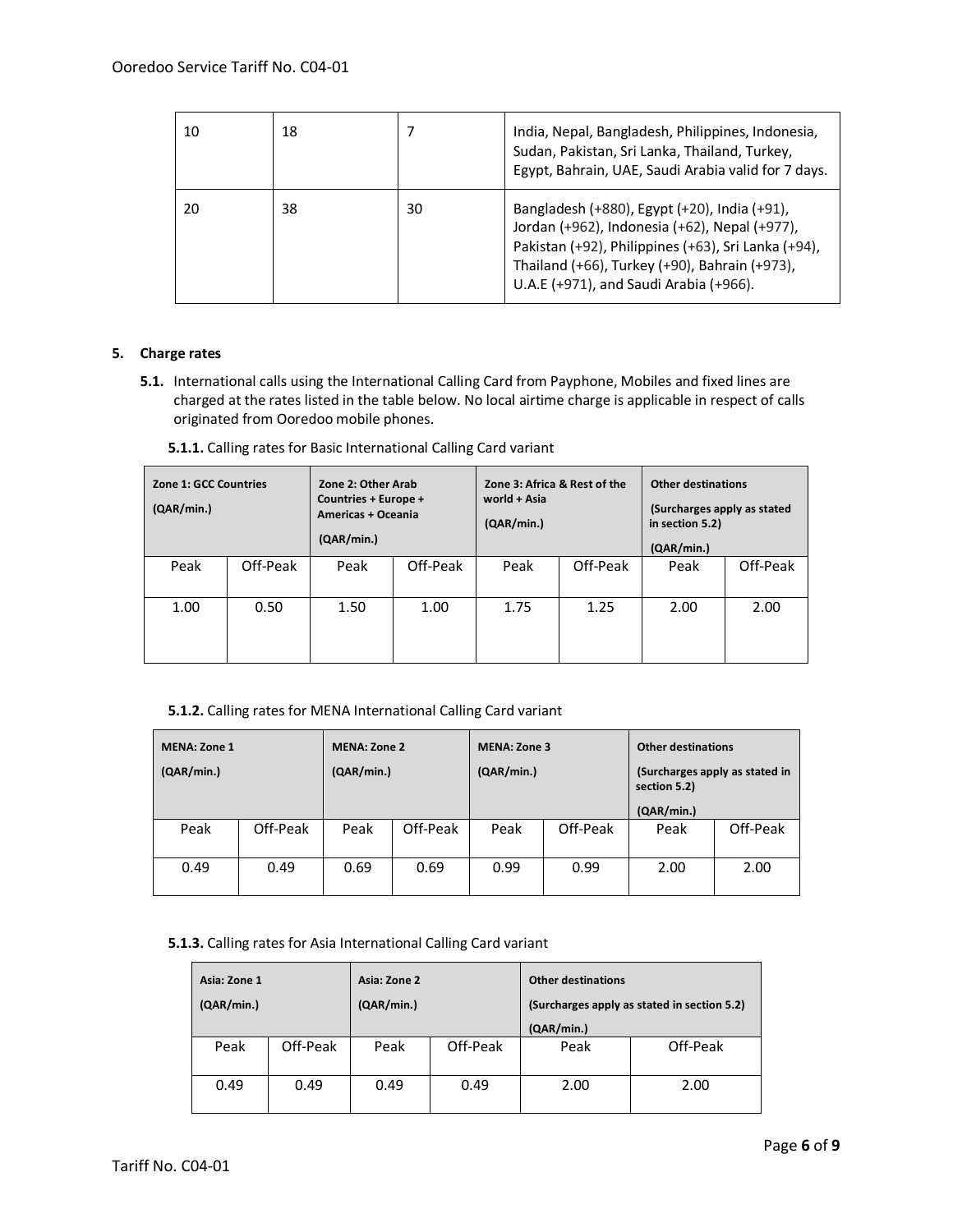| 10 | 18 | 7 | India, Nepal, Bangladesh, Philippines, Indonesia, Sudan, Pakistan, Sri Lanka, Thailand, Turkey, Egypt, Bahrain, UAE, Saudi Arabia valid for 7 days. |
|---|---|---|---|
| 20 | 38 | 30 | Bangladesh (+880), Egypt (+20), India (+91), Jordan (+962), Indonesia (+62), Nepal (+977), Pakistan (+92), Philippines (+63), Sri Lanka (+94), Thailand (+66), Turkey (+90), Bahrain (+973), U.A.E (+971), and Saudi Arabia (+966). |

**5. Charge rates**

**5.1.** International calls using the International Calling Card from Payphone, Mobiles and fixed lines are charged at the rates listed in the table below. No local airtime charge is applicable in respect of calls originated from Ooredoo mobile phones.

**5.1.1.** Calling rates for Basic International Calling Card variant

| Zone 1: GCC Countries (QAR/min.) | | Zone 2: Other Arab Countries + Europe + Americas + Oceania (QAR/min.) | | Zone 3: Africa & Rest of the world + Asia (QAR/min.) | | Other destinations (Surcharges apply as stated in section 5.2) (QAR/min.) | |
|---|---|---|---|---|---|---|---|
| Peak | Off-Peak | Peak | Off-Peak | Peak | Off-Peak | Peak | Off-Peak |
| 1.00 | 0.50 | 1.50 | 1.00 | 1.75 | 1.25 | 2.00 | 2.00 |

**5.1.2.** Calling rates for MENA International Calling Card variant

| MENA: Zone 1 (QAR/min.) | | MENA: Zone 2 (QAR/min.) | | MENA: Zone 3 (QAR/min.) | | Other destinations (Surcharges apply as stated in section 5.2) (QAR/min.) | |
|---|---|---|---|---|---|---|---|
| Peak | Off-Peak | Peak | Off-Peak | Peak | Off-Peak | Peak | Off-Peak |
| 0.49 | 0.49 | 0.69 | 0.69 | 0.99 | 0.99 | 2.00 | 2.00 |

**5.1.3.** Calling rates for Asia International Calling Card variant

| Asia: Zone 1 (QAR/min.) | | Asia: Zone 2 (QAR/min.) | | Other destinations (Surcharges apply as stated in section 5.2) (QAR/min.) | |
|---|---|---|---|---|---|
| Peak | Off-Peak | Peak | Off-Peak | Peak | Off-Peak |
| 0.49 | 0.49 | 0.49 | 0.49 | 2.00 | 2.00 |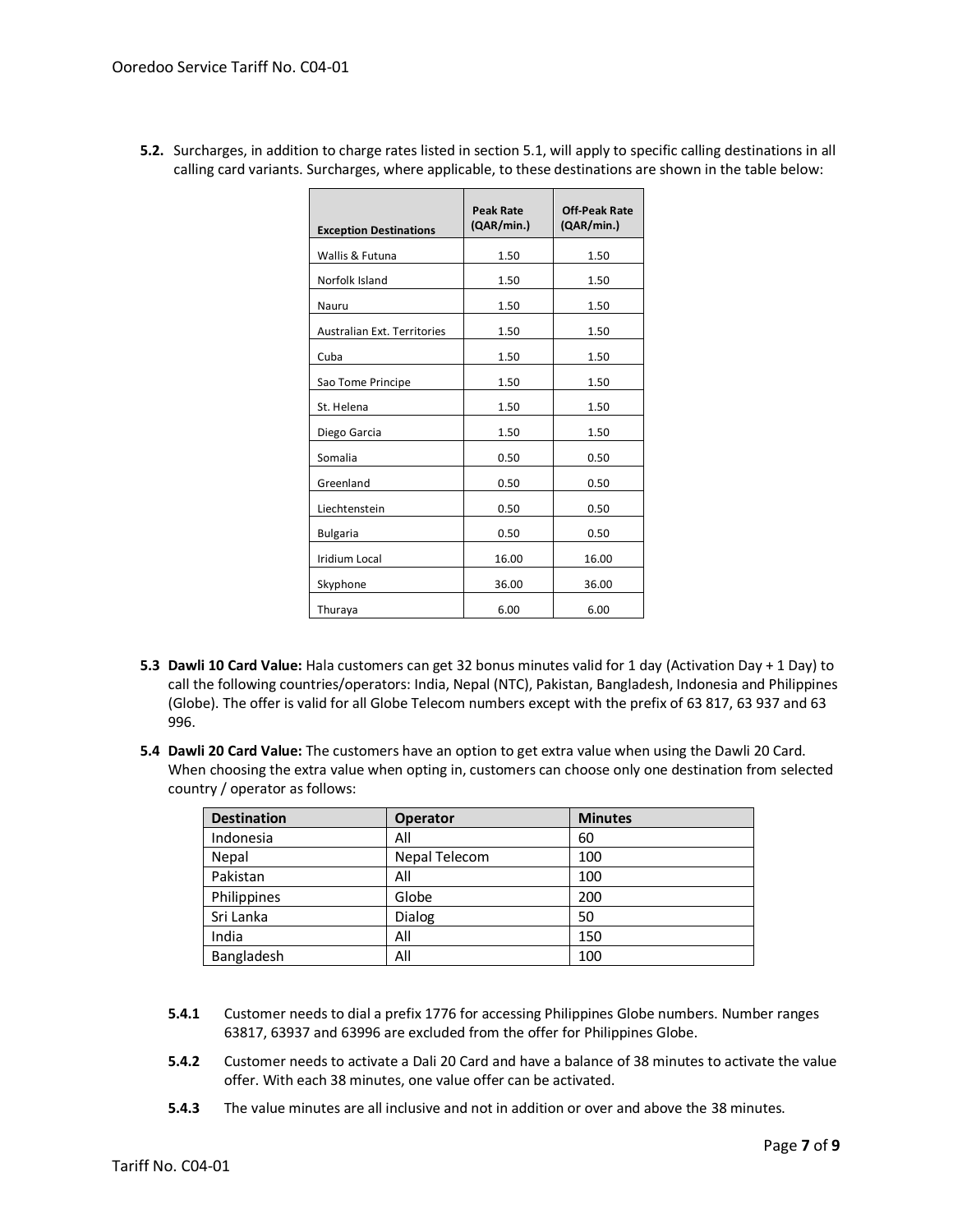**5.2.** Surcharges, in addition to charge rates listed in section 5.1, will apply to specific calling destinations in all calling card variants. Surcharges, where applicable, to these destinations are shown in the table below:

| Exception Destinations | Peak Rate (QAR/min.) | Off-Peak Rate (QAR/min.) |
|---|---|---|
| Wallis & Futuna | 1.50 | 1.50 |
| Norfolk Island | 1.50 | 1.50 |
| Nauru | 1.50 | 1.50 |
| Australian Ext. Territories | 1.50 | 1.50 |
| Cuba | 1.50 | 1.50 |
| Sao Tome Principe | 1.50 | 1.50 |
| St. Helena | 1.50 | 1.50 |
| Diego Garcia | 1.50 | 1.50 |
| Somalia | 0.50 | 0.50 |
| Greenland | 0.50 | 0.50 |
| Liechtenstein | 0.50 | 0.50 |
| Bulgaria | 0.50 | 0.50 |
| Iridium Local | 16.00 | 16.00 |
| Skyphone | 36.00 | 36.00 |
| Thuraya | 6.00 | 6.00 |

**5.3 Dawli 10 Card Value:** Hala customers can get 32 bonus minutes valid for 1 day (Activation Day + 1 Day) to call the following countries/operators: India, Nepal (NTC), Pakistan, Bangladesh, Indonesia and Philippines (Globe). The offer is valid for all Globe Telecom numbers except with the prefix of 63 817, 63 937 and 63 996.

**5.4 Dawli 20 Card Value:** The customers have an option to get extra value when using the Dawli 20 Card. When choosing the extra value when opting in, customers can choose only one destination from selected country / operator as follows:

| Destination | Operator | Minutes |
|---|---|---|
| Indonesia | All | 60 |
| Nepal | Nepal Telecom | 100 |
| Pakistan | All | 100 |
| Philippines | Globe | 200 |
| Sri Lanka | Dialog | 50 |
| India | All | 150 |
| Bangladesh | All | 100 |

**5.4.1** Customer needs to dial a prefix 1776 for accessing Philippines Globe numbers. Number ranges 63817, 63937 and 63996 are excluded from the offer for Philippines Globe.

**5.4.2** Customer needs to activate a Dali 20 Card and have a balance of 38 minutes to activate the value offer. With each 38 minutes, one value offer can be activated.

**5.4.3** The value minutes are all inclusive and not in addition or over and above the 38 minutes.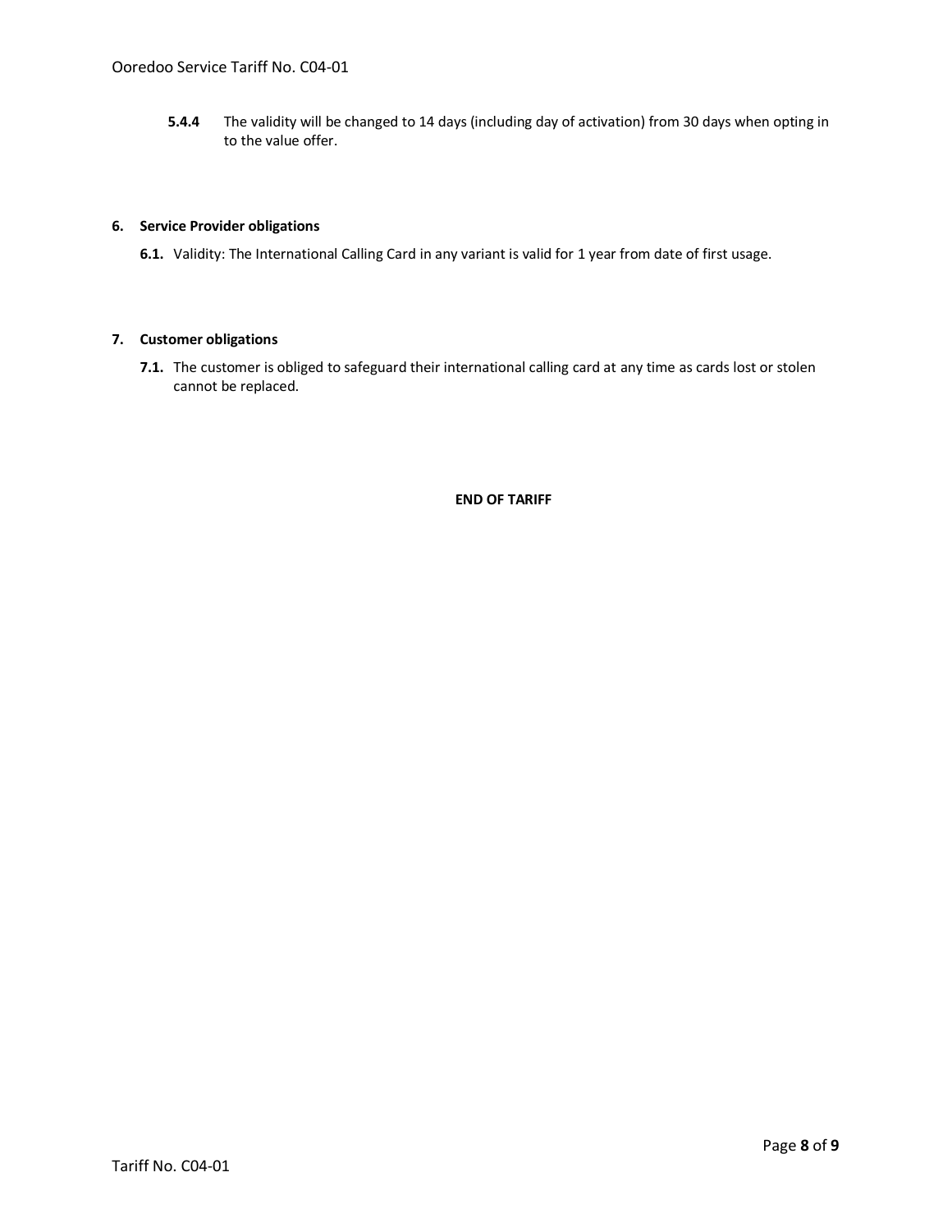**5.4.4** The validity will be changed to 14 days (including day of activation) from 30 days when opting in to the value offer.

## 6. Service Provider obligations

**6.1.** Validity: The International Calling Card in any variant is valid for 1 year from date of first usage.

## 7. Customer obligations

**7.1.** The customer is obliged to safeguard their international calling card at any time as cards lost or stolen cannot be replaced.

**END OF TARIFF**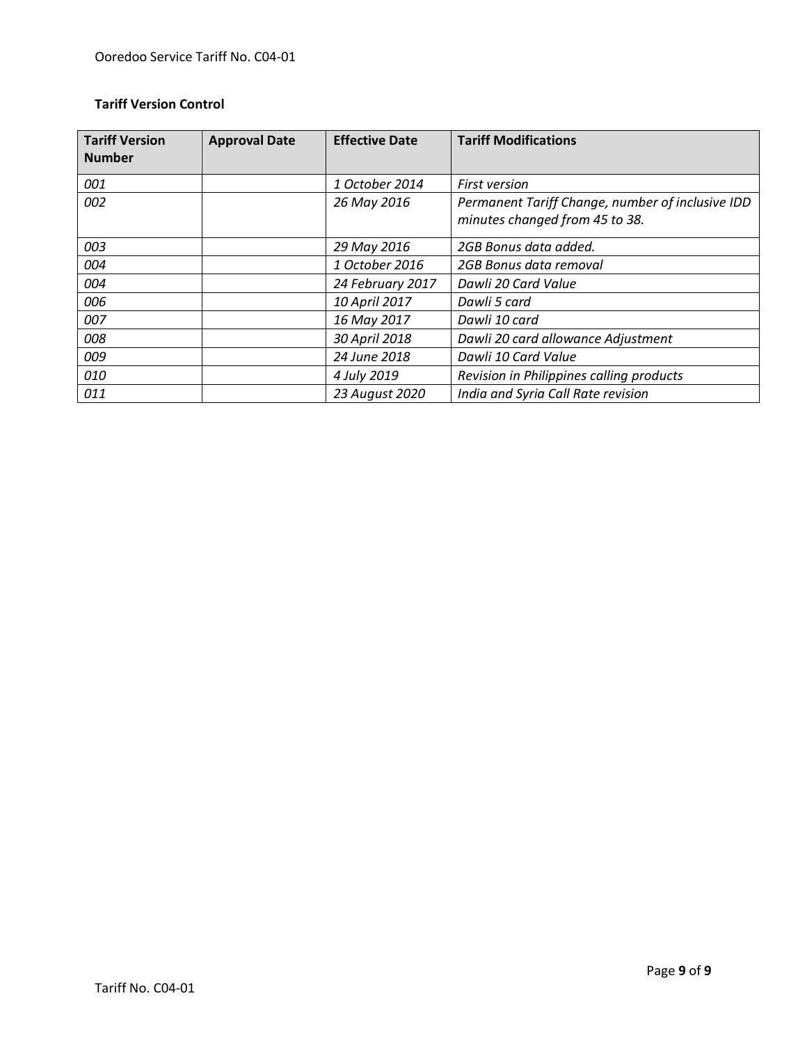**Tariff Version Control**

| Tariff Version Number | Approval Date | Effective Date | Tariff Modifications |
|---|---|---|---|
| *001* | | *1 October 2014* | *First version* |
| *002* | | *26 May 2016* | *Permanent Tariff Change, number of inclusive IDD minutes changed from 45 to 38.* |
| *003* | | *29 May 2016* | *2GB Bonus data added.* |
| *004* | | *1 October 2016* | *2GB Bonus data removal* |
| *004* | | *24 February 2017* | *Dawli 20 Card Value* |
| *006* | | *10 April 2017* | *Dawli 5 card* |
| *007* | | *16 May 2017* | *Dawli 10 card* |
| *008* | | *30 April 2018* | *Dawli 20 card allowance Adjustment* |
| *009* | | *24 June 2018* | *Dawli 10 Card Value* |
| *010* | | *4 July 2019* | *Revision in Philippines calling products* |
| *011* | | *23 August 2020* | *India and Syria Call Rate revision* |